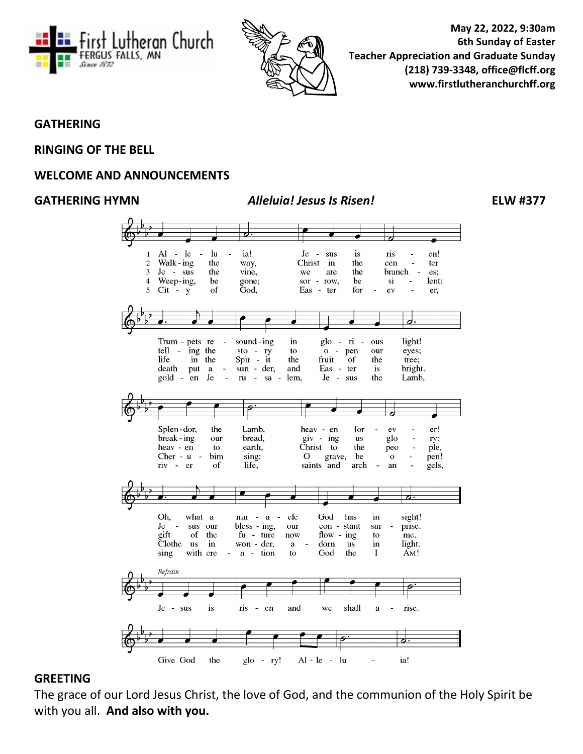May 22, 2022, 9:30am
6th Sunday of Easter
Teacher Appreciation and Graduate Sunday
(218) 739-3348, office@flcff.org
www.firstlutheranchurchff.org

## GATHERING

## RINGING OF THE BELL

## WELCOME AND ANNOUNCEMENTS

## GATHERING HYMN *Alleluia! Jesus Is Risen!* ELW #377

1 Alleluia! Jesus is risen! Trumpets resounding in glorious light! Splendor, the Lamb, heaven forever! Oh, what a miracle God has in sight!

2 Walking the way, Christ in the center telling the story to open our eyes; breaking our bread, giving us glory: Jesus our blessing, our constant surprise.

3 Jesus the vine, we are the branches; life in the Spirit the fruit of the tree; heaven to earth, Christ to the people, gift of the future now flowing to me.

4 Weeping, be gone; sorrow, be silent: death put asunder, and Easter is bright. Cherubim sing: O grave, be open! Clothe us in wonder, adorn us in light.

5 City of God, Easter forever, golden Jerusalem, Jesus the Lamb, river of life, saints and archangels, sing with creation to God the I AM!

*Refrain*
Jesus is risen and we shall arise. Give God the glory! Alleluia!

## GREETING

The grace of our Lord Jesus Christ, the love of God, and the communion of the Holy Spirit be with you all. **And also with you.**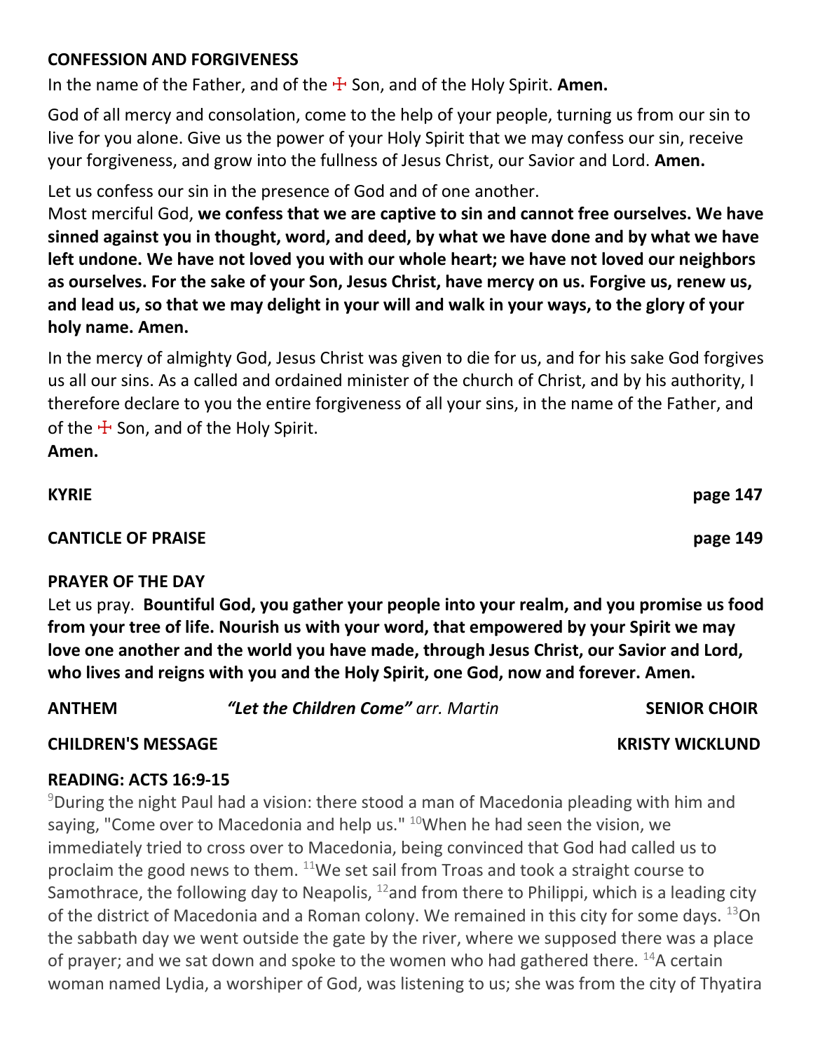**CONFESSION AND FORGIVENESS**

In the name of the Father, and of the ☩ Son, and of the Holy Spirit. **Amen.**

God of all mercy and consolation, come to the help of your people, turning us from our sin to live for you alone. Give us the power of your Holy Spirit that we may confess our sin, receive your forgiveness, and grow into the fullness of Jesus Christ, our Savior and Lord. **Amen.**

Let us confess our sin in the presence of God and of one another.
Most merciful God, **we confess that we are captive to sin and cannot free ourselves. We have sinned against you in thought, word, and deed, by what we have done and by what we have left undone. We have not loved you with our whole heart; we have not loved our neighbors as ourselves. For the sake of your Son, Jesus Christ, have mercy on us. Forgive us, renew us, and lead us, so that we may delight in your will and walk in your ways, to the glory of your holy name. Amen.**

In the mercy of almighty God, Jesus Christ was given to die for us, and for his sake God forgives us all our sins. As a called and ordained minister of the church of Christ, and by his authority, I therefore declare to you the entire forgiveness of all your sins, in the name of the Father, and of the ☩ Son, and of the Holy Spirit.
**Amen.**

**KYRIE** **page 147**

**CANTICLE OF PRAISE** **page 149**

**PRAYER OF THE DAY**

Let us pray. **Bountiful God, you gather your people into your realm, and you promise us food from your tree of life. Nourish us with your word, that empowered by your Spirit we may love one another and the world you have made, through Jesus Christ, our Savior and Lord, who lives and reigns with you and the Holy Spirit, one God, now and forever. Amen.**

**ANTHEM** ***"Let the Children Come"*** *arr. Martin* **SENIOR CHOIR**

**CHILDREN'S MESSAGE** **KRISTY WICKLUND**

**READING: ACTS 16:9-15**

[9]During the night Paul had a vision: there stood a man of Macedonia pleading with him and saying, "Come over to Macedonia and help us." [10]When he had seen the vision, we immediately tried to cross over to Macedonia, being convinced that God had called us to proclaim the good news to them. [11]We set sail from Troas and took a straight course to Samothrace, the following day to Neapolis, [12]and from there to Philippi, which is a leading city of the district of Macedonia and a Roman colony. We remained in this city for some days. [13]On the sabbath day we went outside the gate by the river, where we supposed there was a place of prayer; and we sat down and spoke to the women who had gathered there. [14]A certain woman named Lydia, a worshiper of God, was listening to us; she was from the city of Thyatira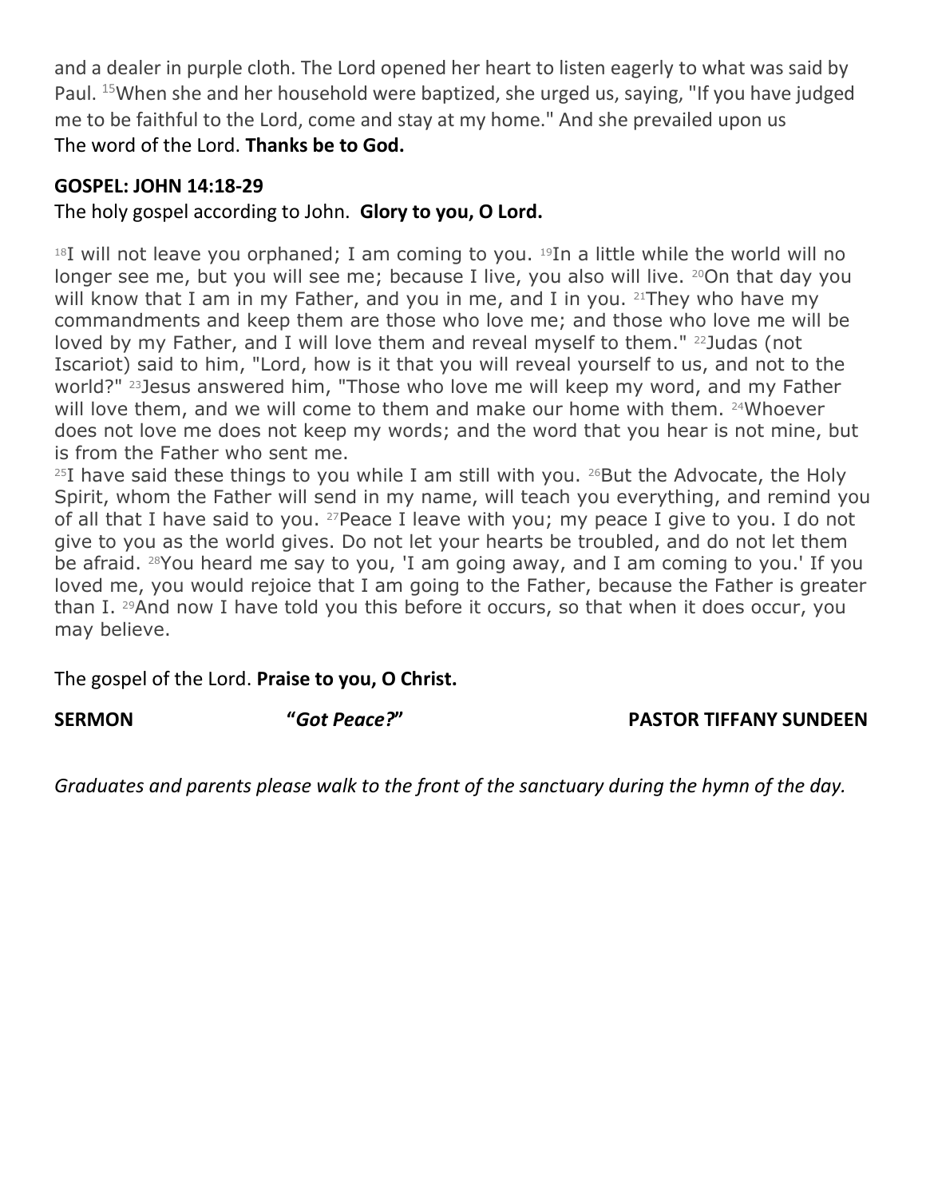and a dealer in purple cloth. The Lord opened her heart to listen eagerly to what was said by Paul. [15]When she and her household were baptized, she urged us, saying, "If you have judged me to be faithful to the Lord, come and stay at my home." And she prevailed upon us
The word of the Lord. **Thanks be to God.**

## GOSPEL: JOHN 14:18-29

The holy gospel according to John. **Glory to you, O Lord.**

[18]I will not leave you orphaned; I am coming to you. [19]In a little while the world will no longer see me, but you will see me; because I live, you also will live. [20]On that day you will know that I am in my Father, and you in me, and I in you. [21]They who have my commandments and keep them are those who love me; and those who love me will be loved by my Father, and I will love them and reveal myself to them." [22]Judas (not Iscariot) said to him, "Lord, how is it that you will reveal yourself to us, and not to the world?" [23]Jesus answered him, "Those who love me will keep my word, and my Father will love them, and we will come to them and make our home with them. [24]Whoever does not love me does not keep my words; and the word that you hear is not mine, but is from the Father who sent me.
[25]I have said these things to you while I am still with you. [26]But the Advocate, the Holy Spirit, whom the Father will send in my name, will teach you everything, and remind you of all that I have said to you. [27]Peace I leave with you; my peace I give to you. I do not give to you as the world gives. Do not let your hearts be troubled, and do not let them be afraid. [28]You heard me say to you, 'I am going away, and I am coming to you.' If you loved me, you would rejoice that I am going to the Father, because the Father is greater than I. [29]And now I have told you this before it occurs, so that when it does occur, you may believe.

The gospel of the Lord. **Praise to you, O Christ.**

**SERMON** **"*Got Peace?*"** **PASTOR TIFFANY SUNDEEN**

*Graduates and parents please walk to the front of the sanctuary during the hymn of the day.*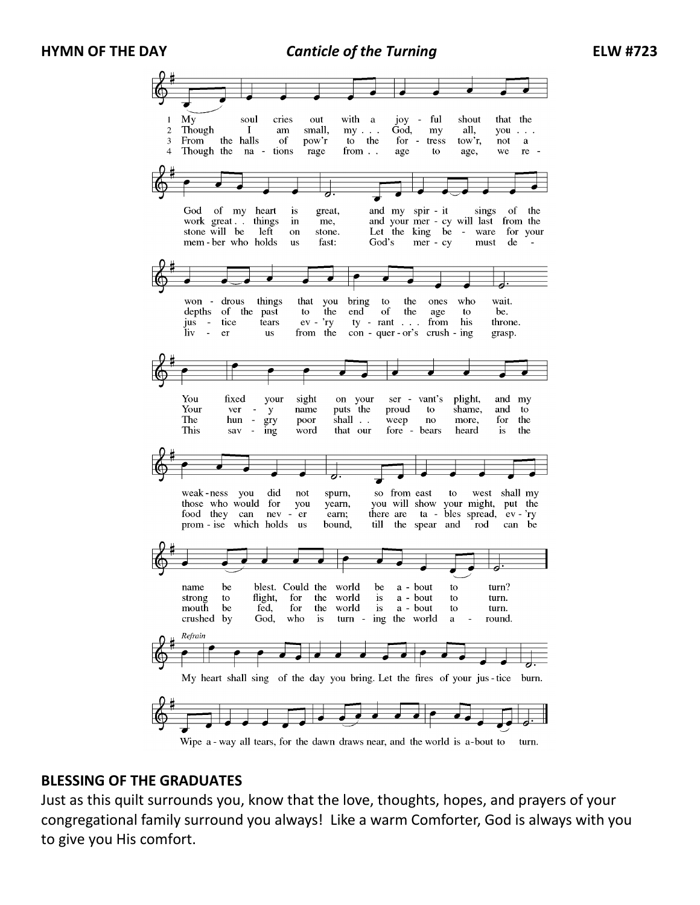**HYMN OF THE DAY** *Canticle of the Turning* **ELW #723**

1 My soul cries out with a joyful shout that the God of my heart is great, and my spirit sings of the wondrous things that you bring to the ones who wait. You fixed your sight on your servant's plight, and my weakness you did not spurn, so from east to west shall my name be blest. Could the world be about to turn?

2 Though I am small, my God, my all, you work great things in me, and your mercy will last from the depths of the past to the end of the age to be. Your very name puts the proud to shame, and to those who would for you yearn, you will show your might, put the strong to flight, for the world is about to turn.

3 From the halls of pow'r to the fortress tow'r, not a stone will be left on stone. Let the king beware for your justice tears ev'ry tyrant from his throne. The hungry poor shall weep no more, for the food they can never earn; there are tables spread, ev'ry mouth be fed, for the world is about to turn.

4 Though the nations rage from age to age, we remember who holds us fast: God's mercy must deliver us from the conqueror's crushing grasp. This saving word that our forebears heard is the promise which holds us bound, till the spear and rod can be crushed by God, who is turning the world around.

*Refrain*
My heart shall sing of the day you bring. Let the fires of your justice burn. Wipe away all tears, for the dawn draws near, and the world is about to turn.

**BLESSING OF THE GRADUATES**

Just as this quilt surrounds you, know that the love, thoughts, hopes, and prayers of your congregational family surround you always! Like a warm Comforter, God is always with you to give you His comfort.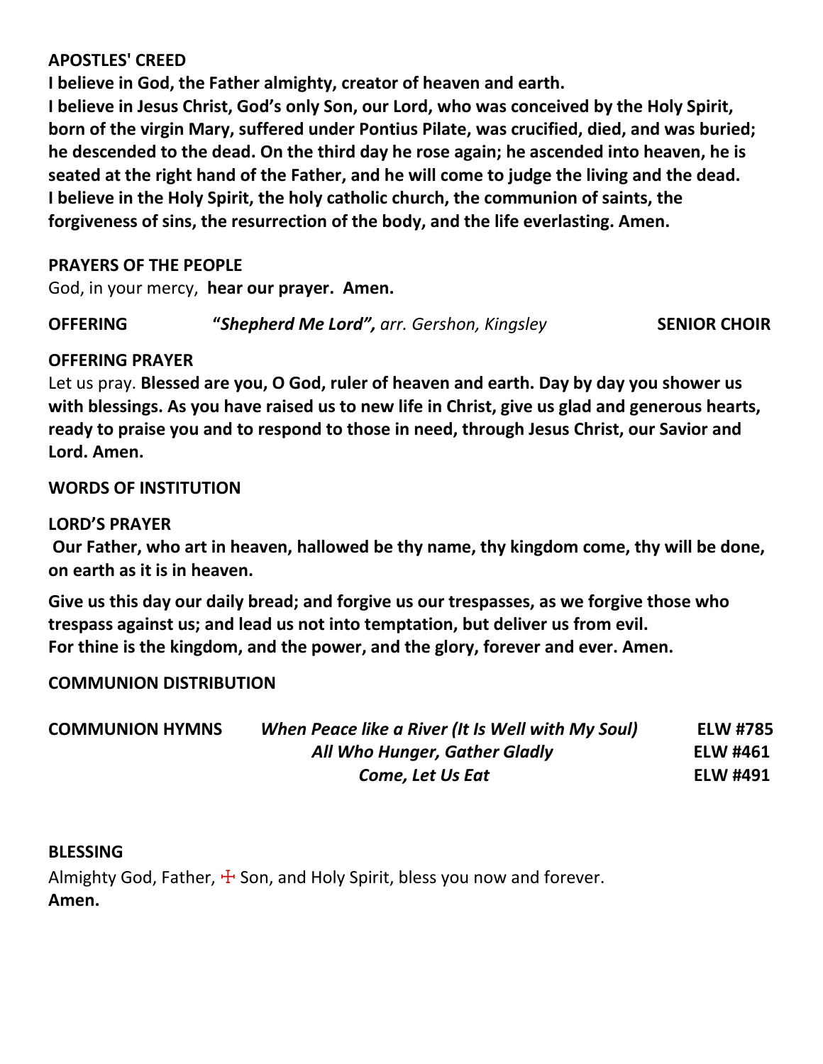**APOSTLES' CREED**

**I believe in God, the Father almighty, creator of heaven and earth.**
**I believe in Jesus Christ, God's only Son, our Lord, who was conceived by the Holy Spirit, born of the virgin Mary, suffered under Pontius Pilate, was crucified, died, and was buried; he descended to the dead. On the third day he rose again; he ascended into heaven, he is seated at the right hand of the Father, and he will come to judge the living and the dead.**
**I believe in the Holy Spirit, the holy catholic church, the communion of saints, the forgiveness of sins, the resurrection of the body, and the life everlasting. Amen.**

**PRAYERS OF THE PEOPLE**

God, in your mercy, **hear our prayer. Amen.**

**OFFERING** **"*Shepherd Me Lord",*** *arr. Gershon, Kingsley* **SENIOR CHOIR**

**OFFERING PRAYER**

Let us pray. **Blessed are you, O God, ruler of heaven and earth. Day by day you shower us with blessings. As you have raised us to new life in Christ, give us glad and generous hearts, ready to praise you and to respond to those in need, through Jesus Christ, our Savior and Lord. Amen.**

**WORDS OF INSTITUTION**

**LORD'S PRAYER**

**Our Father, who art in heaven, hallowed be thy name, thy kingdom come, thy will be done, on earth as it is in heaven.**

**Give us this day our daily bread; and forgive us our trespasses, as we forgive those who trespass against us; and lead us not into temptation, but deliver us from evil.**
**For thine is the kingdom, and the power, and the glory, forever and ever. Amen.**

**COMMUNION DISTRIBUTION**

**COMMUNION HYMNS**

***When Peace like a River (It Is Well with My Soul)*** **ELW #785**
***All Who Hunger, Gather Gladly*** **ELW #461**
***Come, Let Us Eat*** **ELW #491**

**BLESSING**

Almighty God, Father, ☩ Son, and Holy Spirit, bless you now and forever.
**Amen.**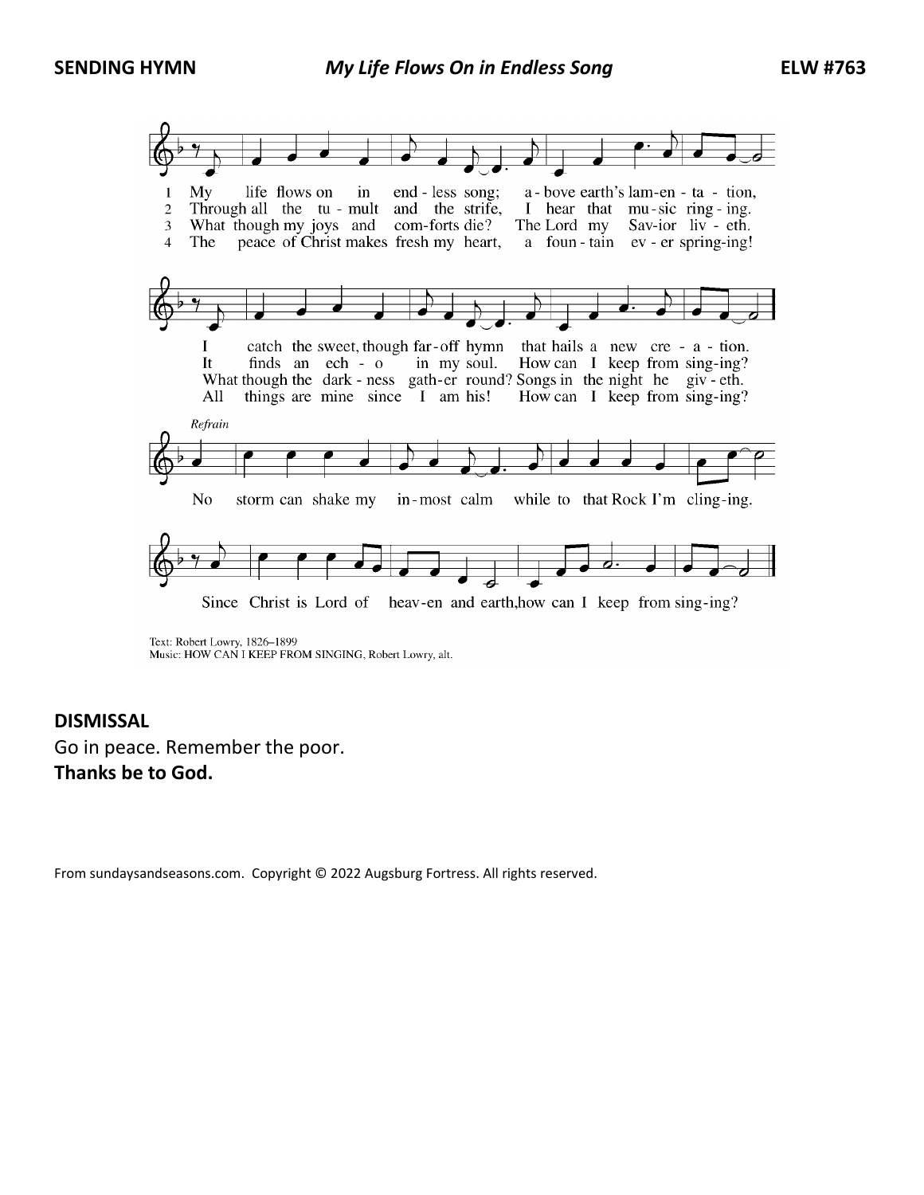**SENDING HYMN** *My Life Flows On in Endless Song* **ELW #763**

1 My life flows on in endless song; above earth's lamentation, I catch the sweet, though far-off hymn that hails a new creation.

2 Through all the tumult and the strife, I hear that music ringing. It finds an echo in my soul. How can I keep from singing?

3 What though my joys and comforts die? The Lord my Savior liveth. What though the darkness gather round? Songs in the night he giveth.

4 The peace of Christ makes fresh my heart, a fountain ever springing! All things are mine since I am his! How can I keep from singing?

*Refrain*
No storm can shake my inmost calm while to that Rock I'm clinging. Since Christ is Lord of heaven and earth, how can I keep from singing?

Text: Robert Lowry, 1826–1899
Music: HOW CAN I KEEP FROM SINGING, Robert Lowry, alt.

**DISMISSAL**

Go in peace. Remember the poor.

**Thanks be to God.**

From sundaysandseasons.com. Copyright © 2022 Augsburg Fortress. All rights reserved.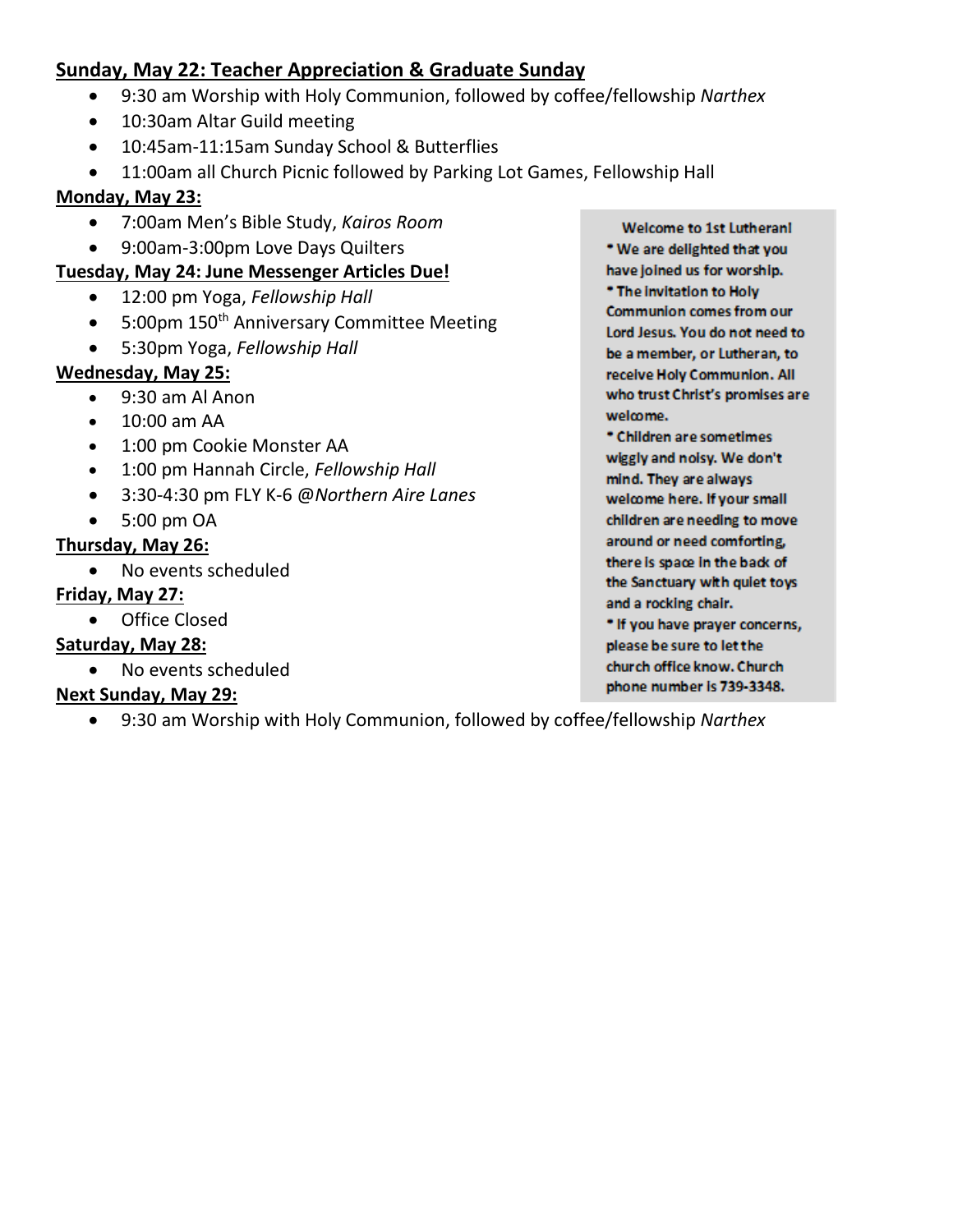**Sunday, May 22: Teacher Appreciation & Graduate Sunday**

- 9:30 am Worship with Holy Communion, followed by coffee/fellowship *Narthex*
- 10:30am Altar Guild meeting
- 10:45am-11:15am Sunday School & Butterflies
- 11:00am all Church Picnic followed by Parking Lot Games, Fellowship Hall

**Monday, May 23:**

- 7:00am Men's Bible Study, *Kairos Room*
- 9:00am-3:00pm Love Days Quilters

**Tuesday, May 24: June Messenger Articles Due!**

- 12:00 pm Yoga, *Fellowship Hall*
- 5:00pm 150th Anniversary Committee Meeting
- 5:30pm Yoga, *Fellowship Hall*

**Wednesday, May 25:**

- 9:30 am Al Anon
- 10:00 am AA
- 1:00 pm Cookie Monster AA
- 1:00 pm Hannah Circle, *Fellowship Hall*
- 3:30-4:30 pm FLY K-6 @*Northern Aire Lanes*
- 5:00 pm OA

**Thursday, May 26:**

- No events scheduled

**Friday, May 27:**

- Office Closed

**Saturday, May 28:**

- No events scheduled

**Next Sunday, May 29:**

- 9:30 am Worship with Holy Communion, followed by coffee/fellowship *Narthex*

**Welcome to 1st Lutheran!**

* We are delighted that you have joined us for worship.
* The invitation to Holy Communion comes from our Lord Jesus. You do not need to be a member, or Lutheran, to receive Holy Communion. All who trust Christ's promises are welcome.
* Children are sometimes wiggly and noisy. We don't mind. They are always welcome here. If your small children are needing to move around or need comforting, there is space in the back of the Sanctuary with quiet toys and a rocking chair.
* If you have prayer concerns, please be sure to let the church office know. Church phone number is 739-3348.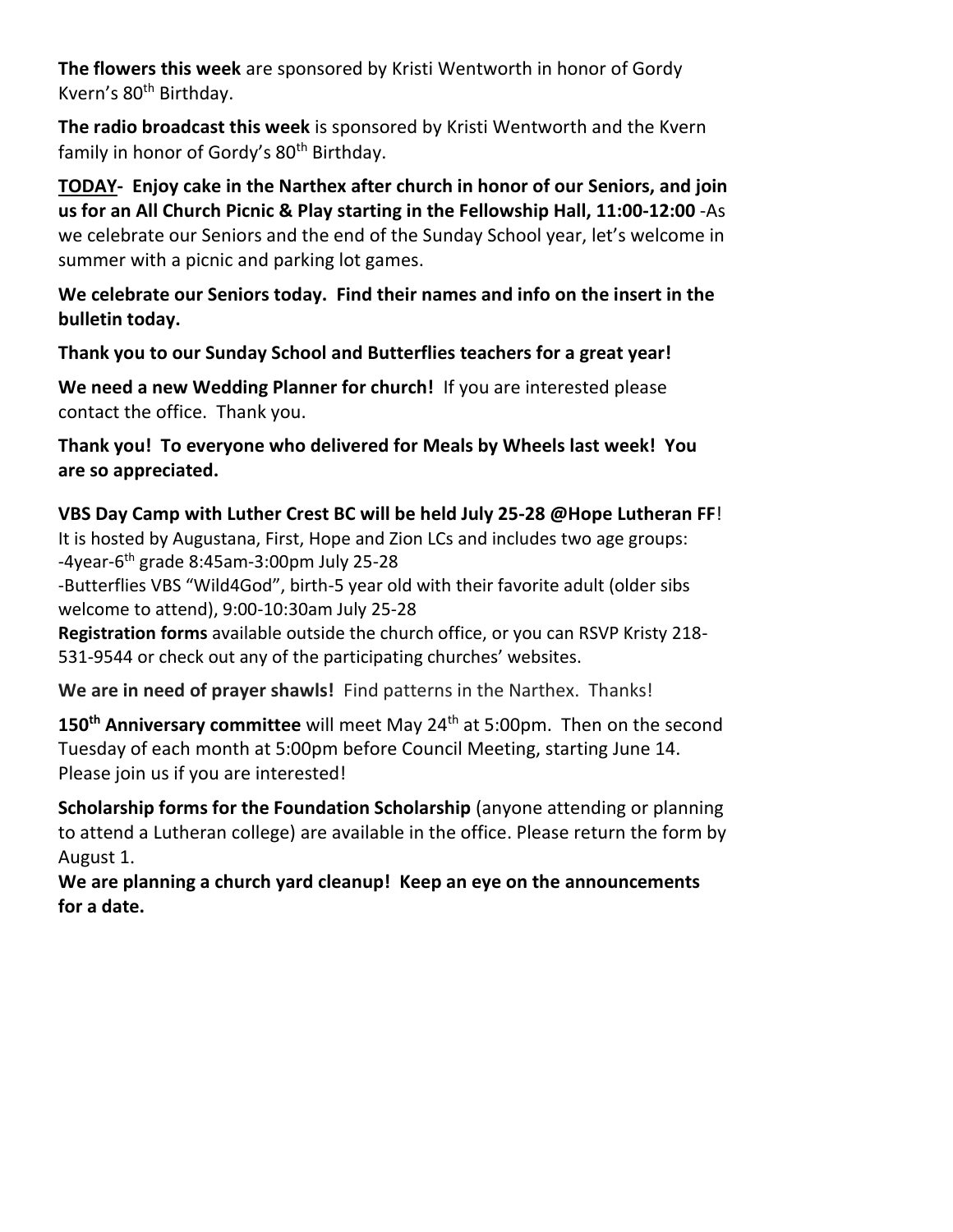**The flowers this week** are sponsored by Kristi Wentworth in honor of Gordy Kvern's 80th Birthday.

**The radio broadcast this week** is sponsored by Kristi Wentworth and the Kvern family in honor of Gordy's 80th Birthday.

**TODAY- Enjoy cake in the Narthex after church in honor of our Seniors, and join us for an All Church Picnic & Play starting in the Fellowship Hall, 11:00-12:00** -As we celebrate our Seniors and the end of the Sunday School year, let's welcome in summer with a picnic and parking lot games.

**We celebrate our Seniors today. Find their names and info on the insert in the bulletin today.**

**Thank you to our Sunday School and Butterflies teachers for a great year!**

**We need a new Wedding Planner for church!** If you are interested please contact the office. Thank you.

**Thank you! To everyone who delivered for Meals by Wheels last week! You are so appreciated.**

**VBS Day Camp with Luther Crest BC will be held July 25-28 @Hope Lutheran FF**!
It is hosted by Augustana, First, Hope and Zion LCs and includes two age groups:
-4year-6th grade 8:45am-3:00pm July 25-28
-Butterflies VBS "Wild4God", birth-5 year old with their favorite adult (older sibs welcome to attend), 9:00-10:30am July 25-28
**Registration forms** available outside the church office, or you can RSVP Kristy 218-531-9544 or check out any of the participating churches' websites.

**We are in need of prayer shawls!** Find patterns in the Narthex. Thanks!

**150th Anniversary committee** will meet May 24th at 5:00pm. Then on the second Tuesday of each month at 5:00pm before Council Meeting, starting June 14. Please join us if you are interested!

**Scholarship forms for the Foundation Scholarship** (anyone attending or planning to attend a Lutheran college) are available in the office. Please return the form by August 1.

**We are planning a church yard cleanup! Keep an eye on the announcements for a date.**